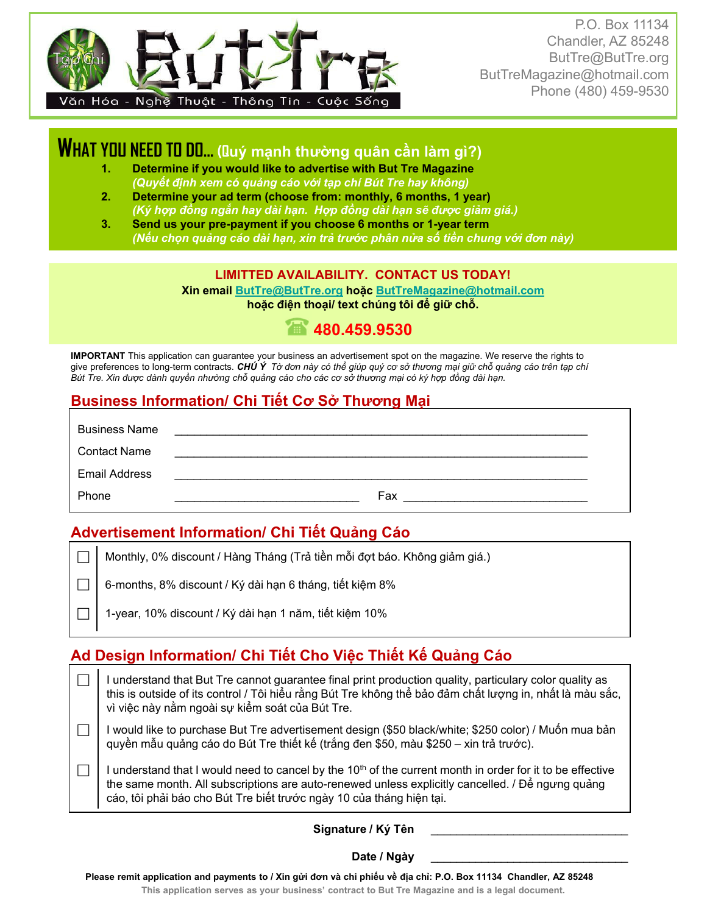# But Tre

Văn Hóa - Nghệ Thuật - Thông Tin - Cuộc Sống

P.O. Box 11134
Chandler, AZ 85248
ButTre@ButTre.org
ButTreMagazine@hotmail.com
Phone (480) 459-9530

## WHAT YOU NEED TO DO... (Quý mạnh thường quân cần làm gì?)

1. **Determine if you would like to advertise with But Tre Magazine**
   ***(Quyết định xem có quảng cáo với tạp chí Bút Tre hay không)***
2. **Determine your ad term (choose from: monthly, 6 months, 1 year)**
   ***(Ký hợp đồng ngắn hay dài hạn. Hợp đồng dài hạn sẽ được giảm giá.)***
3. **Send us your pre-payment if you choose 6 months or 1-year term**
   ***(Nếu chọn quảng cáo dài hạn, xin trả trước phân nửa số tiền chung với đơn này)***

**LIMITTED AVAILABILITY. CONTACT US TODAY!**

**Xin email ButTre@ButTre.org hoặc ButTreMagazine@hotmail.com**
**hoặc điện thoại/ text chúng tôi để giữ chỗ.**

**480.459.9530**

**IMPORTANT** This application can guarantee your business an advertisement spot on the magazine. We reserve the rights to give preferences to long-term contracts. ***CHÚ Ý*** *Tờ đơn này có thể giúp quý cơ sở thương mại giữ chỗ quảng cáo trên tạp chí Bút Tre. Xin được dành quyền nhường chỗ quảng cáo cho các cơ sở thương mại có ký hợp đồng dài hạn.*

## Business Information/ Chi Tiết Cơ Sở Thương Mại

Business Name ____________________________________________

Contact Name ____________________________________________

Email Address ____________________________________________

Phone ______________________ Fax ______________________

## Advertisement Information/ Chi Tiết Quảng Cáo

☐ Monthly, 0% discount / Hàng Tháng (Trả tiền mỗi đợt báo. Không giảm giá.)

☐ 6-months, 8% discount / Ký dài hạn 6 tháng, tiết kiệm 8%

☐ 1-year, 10% discount / Ký dài hạn 1 năm, tiết kiệm 10%

## Ad Design Information/ Chi Tiết Cho Việc Thiết Kế Quảng Cáo

☐ I understand that But Tre cannot guarantee final print production quality, particulary color quality as this is outside of its control / Tôi hiểu rằng Bút Tre không thể bảo đảm chất lượng in, nhất là màu sắc, vì việc này nằm ngoài sự kiểm soát của Bút Tre.

☐ I would like to purchase But Tre advertisement design ($50 black/white; $250 color) / Muốn mua bản quyền mẫu quảng cáo do Bút Tre thiết kế (trắng đen $50, màu $250 – xin trả trước).

☐ I understand that I would need to cancel by the 10th of the current month in order for it to be effective the same month. All subscriptions are auto-renewed unless explicitly cancelled. / Để ngưng quảng cáo, tôi phải báo cho Bút Tre biết trước ngày 10 của tháng hiện tại.

**Signature / Ký Tên** ______________________

**Date / Ngày** ______________________

**Please remit application and payments to / Xin gửi đơn và chi phiếu về địa chỉ: P.O. Box 11134 Chandler, AZ 85248**

**This application serves as your business' contract to But Tre Magazine and is a legal document.**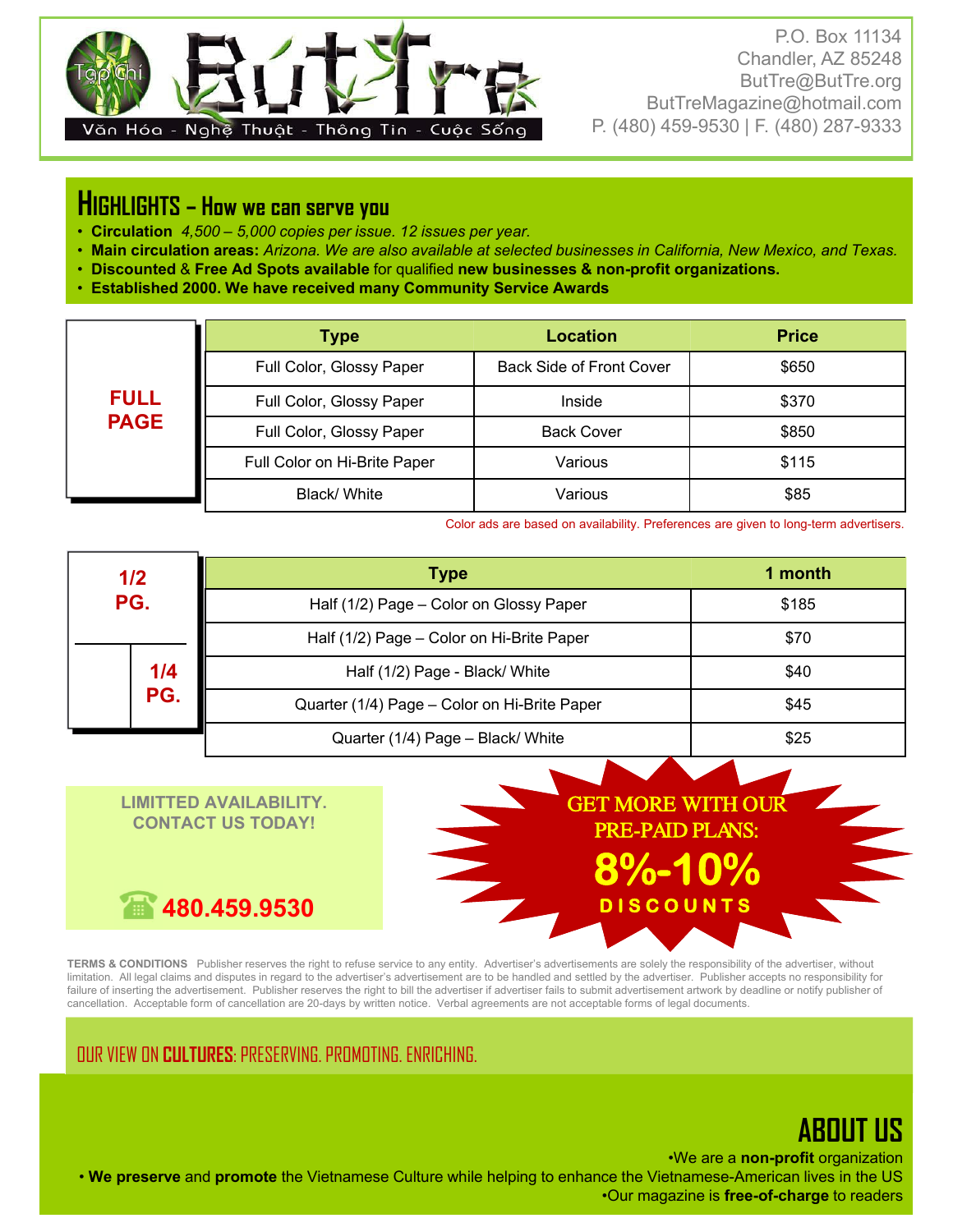Tạp Chí **Bút Tre**

Văn Hóa - Nghệ Thuật - Thông Tin - Cuộc Sống

P.O. Box 11134
Chandler, AZ 85248
ButTre@ButTre.org
ButTreMagazine@hotmail.com
P. (480) 459-9530 | F. (480) 287-9333

## HIGHLIGHTS – How we can serve you

- **Circulation** *4,500 – 5,000 copies per issue. 12 issues per year.*
- **Main circulation areas:** *Arizona. We are also available at selected businesses in California, New Mexico, and Texas.*
- **Discounted** & **Free Ad Spots available** for qualified **new businesses & non-profit organizations.**
- **Established 2000. We have received many Community Service Awards**

**FULL PAGE**

| Type | Location | Price |
|---|---|---|
| Full Color, Glossy Paper | Back Side of Front Cover | $650 |
| Full Color, Glossy Paper | Inside | $370 |
| Full Color, Glossy Paper | Back Cover | $850 |
| Full Color on Hi-Brite Paper | Various | $115 |
| Black/ White | Various | $85 |

Color ads are based on availability. Preferences are given to long-term advertisers.

**1/2 PG.** **1/4 PG.**

| Type | 1 month |
|---|---|
| Half (1/2) Page – Color on Glossy Paper | $185 |
| Half (1/2) Page – Color on Hi-Brite Paper | $70 |
| Half (1/2) Page - Black/ White | $40 |
| Quarter (1/4) Page – Color on Hi-Brite Paper | $45 |
| Quarter (1/4) Page – Black/ White | $25 |

**LIMITTED AVAILABILITY. CONTACT US TODAY!**

**480.459.9530**

**GET MORE WITH OUR PRE-PAID PLANS: 8%-10% DISCOUNTS**

**TERMS & CONDITIONS** Publisher reserves the right to refuse service to any entity. Advertiser's advertisements are solely the responsibility of the advertiser, without limitation. All legal claims and disputes in regard to the advertiser's advertisement are to be handled and settled by the advertiser. Publisher accepts no responsibility for failure of inserting the advertisement. Publisher reserves the right to bill the advertiser if advertiser fails to submit advertisement artwork by deadline or notify publisher of cancellation. Acceptable form of cancellation are 20-days by written notice. Verbal agreements are not acceptable forms of legal documents.

OUR VIEW ON **CULTURES**: PRESERVING. PROMOTING. ENRICHING.

## ABOUT US

- We are a **non-profit** organization
- **We preserve** and **promote** the Vietnamese Culture while helping to enhance the Vietnamese-American lives in the US
- Our magazine is **free-of-charge** to readers